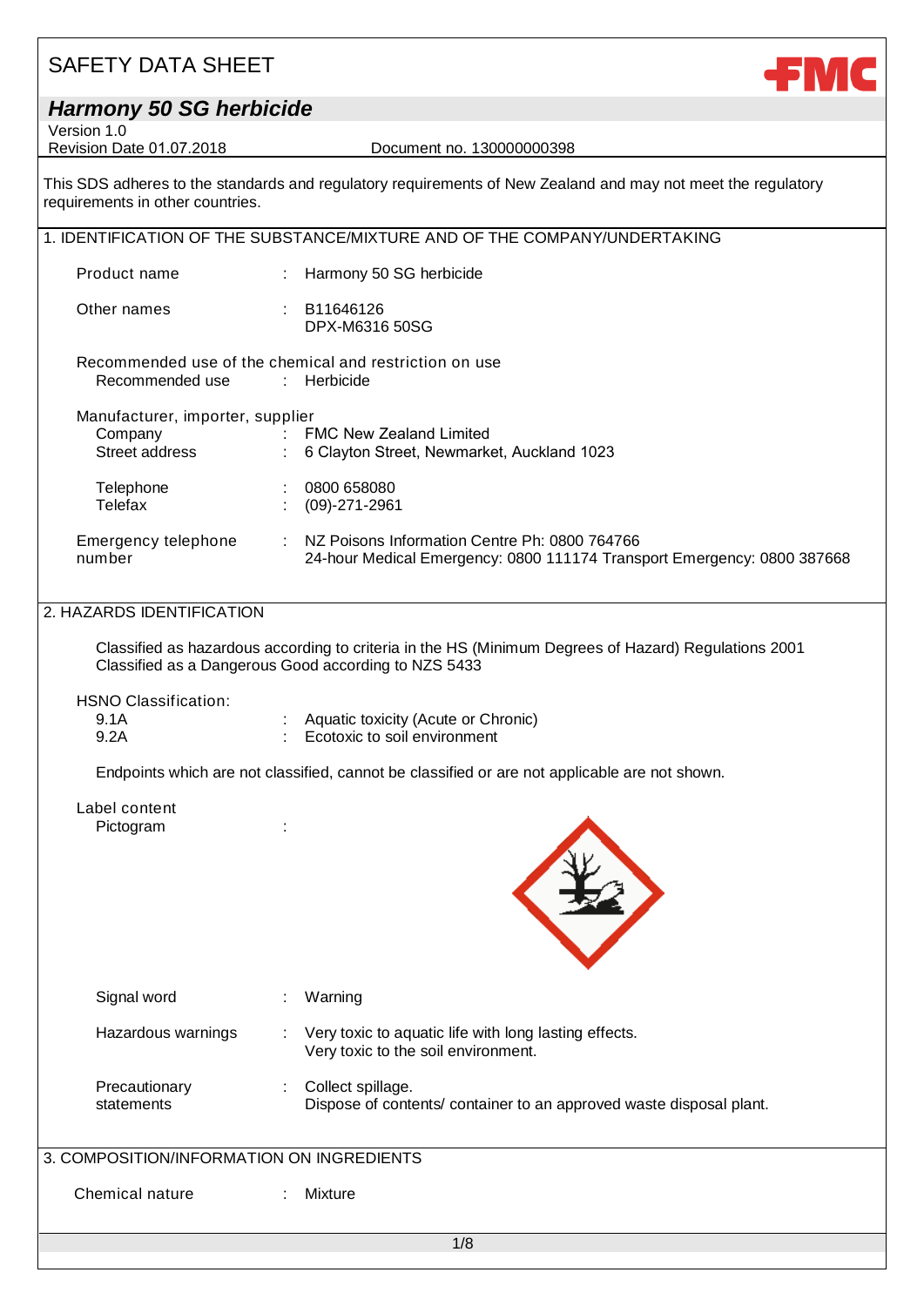# SAFETY DATA SHEET

## *Harmony 50 SG herbicide*

Version 1.0
Revision Date 01.07.2018 Document no. 130000000398

This SDS adheres to the standards and regulatory requirements of New Zealand and may not meet the regulatory requirements in other countries.

## 1. IDENTIFICATION OF THE SUBSTANCE/MIXTURE AND OF THE COMPANY/UNDERTAKING

Product name : Harmony 50 SG herbicide

Other names : B11646126
DPX-M6316 50SG

Recommended use of the chemical and restriction on use
Recommended use : Herbicide

Manufacturer, importer, supplier
Company : FMC New Zealand Limited
Street address : 6 Clayton Street, Newmarket, Auckland 1023

Telephone : 0800 658080
Telefax : (09)-271-2961

Emergency telephone number : NZ Poisons Information Centre Ph: 0800 764766
24-hour Medical Emergency: 0800 111174 Transport Emergency: 0800 387668

## 2. HAZARDS IDENTIFICATION

Classified as hazardous according to criteria in the HS (Minimum Degrees of Hazard) Regulations 2001
Classified as a Dangerous Good according to NZS 5433

HSNO Classification:
9.1A : Aquatic toxicity (Acute or Chronic)
9.2A : Ecotoxic to soil environment

Endpoints which are not classified, cannot be classified or are not applicable are not shown.

Label content
Pictogram :

Signal word : Warning

Hazardous warnings : Very toxic to aquatic life with long lasting effects.
Very toxic to the soil environment.

Precautionary statements : Collect spillage.
Dispose of contents/ container to an approved waste disposal plant.

## 3. COMPOSITION/INFORMATION ON INGREDIENTS

Chemical nature : Mixture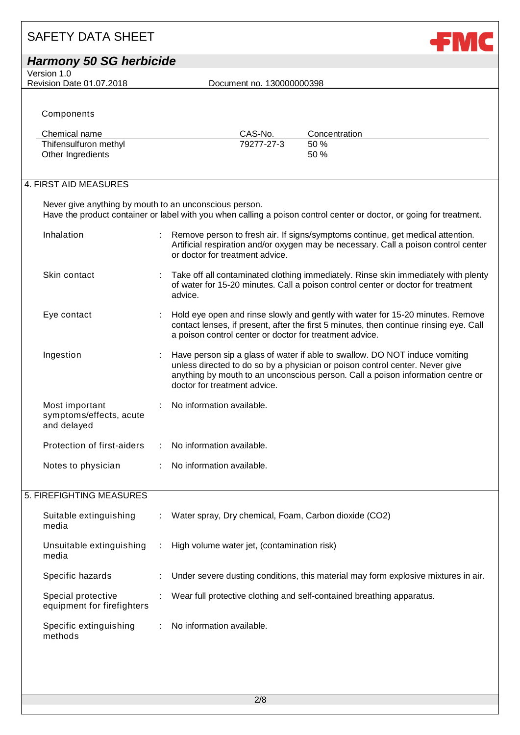Components

| Chemical name | CAS-No. | Concentration |
|---|---|---|
| Thifensulfuron methyl | 79277-27-3 | 50 % |
| Other Ingredients | | 50 % |

## 4. FIRST AID MEASURES

Never give anything by mouth to an unconscious person.
Have the product container or label with you when calling a poison control center or doctor, or going for treatment.

| | |
|---|---|
| Inhalation | : Remove person to fresh air. If signs/symptoms continue, get medical attention. Artificial respiration and/or oxygen may be necessary. Call a poison control center or doctor for treatment advice. |
| Skin contact | : Take off all contaminated clothing immediately. Rinse skin immediately with plenty of water for 15-20 minutes. Call a poison control center or doctor for treatment advice. |
| Eye contact | : Hold eye open and rinse slowly and gently with water for 15-20 minutes. Remove contact lenses, if present, after the first 5 minutes, then continue rinsing eye. Call a poison control center or doctor for treatment advice. |
| Ingestion | : Have person sip a glass of water if able to swallow. DO NOT induce vomiting unless directed to do so by a physician or poison control center. Never give anything by mouth to an unconscious person. Call a poison information centre or doctor for treatment advice. |
| Most important symptoms/effects, acute and delayed | : No information available. |
| Protection of first-aiders | : No information available. |
| Notes to physician | : No information available. |

## 5. FIREFIGHTING MEASURES

| | |
|---|---|
| Suitable extinguishing media | : Water spray, Dry chemical, Foam, Carbon dioxide ($CO_2$) |
| Unsuitable extinguishing media | : High volume water jet, (contamination risk) |
| Specific hazards | : Under severe dusting conditions, this material may form explosive mixtures in air. |
| Special protective equipment for firefighters | : Wear full protective clothing and self-contained breathing apparatus. |
| Specific extinguishing methods | : No information available. |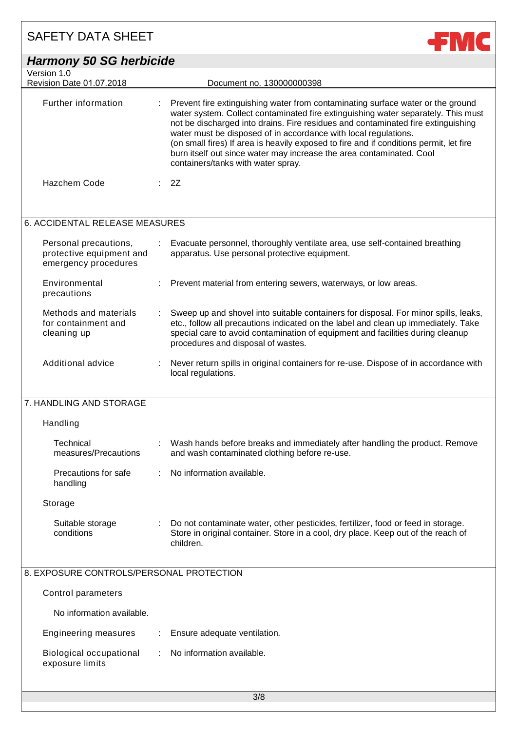| | |
|---|---|
| Further information | Prevent fire extinguishing water from contaminating surface water or the ground water system. Collect contaminated fire extinguishing water separately. This must not be discharged into drains. Fire residues and contaminated fire extinguishing water must be disposed of in accordance with local regulations. (on small fires) If area is heavily exposed to fire and if conditions permit, let fire burn itself out since water may increase the area contaminated. Cool containers/tanks with water spray. |
| Hazchem Code | 2Z |

## 6. ACCIDENTAL RELEASE MEASURES

| | |
|---|---|
| Personal precautions, protective equipment and emergency procedures | Evacuate personnel, thoroughly ventilate area, use self-contained breathing apparatus. Use personal protective equipment. |
| Environmental precautions | Prevent material from entering sewers, waterways, or low areas. |
| Methods and materials for containment and cleaning up | Sweep up and shovel into suitable containers for disposal. For minor spills, leaks, etc., follow all precautions indicated on the label and clean up immediately. Take special care to avoid contamination of equipment and facilities during cleanup procedures and disposal of wastes. |
| Additional advice | Never return spills in original containers for re-use. Dispose of in accordance with local regulations. |

## 7. HANDLING AND STORAGE

### Handling

| | |
|---|---|
| Technical measures/Precautions | Wash hands before breaks and immediately after handling the product. Remove and wash contaminated clothing before re-use. |
| Precautions for safe handling | No information available. |

### Storage

| | |
|---|---|
| Suitable storage conditions | Do not contaminate water, other pesticides, fertilizer, food or feed in storage. Store in original container. Store in a cool, dry place. Keep out of the reach of children. |

## 8. EXPOSURE CONTROLS/PERSONAL PROTECTION

### Control parameters

No information available.

| | |
|---|---|
| Engineering measures | Ensure adequate ventilation. |
| Biological occupational exposure limits | No information available. |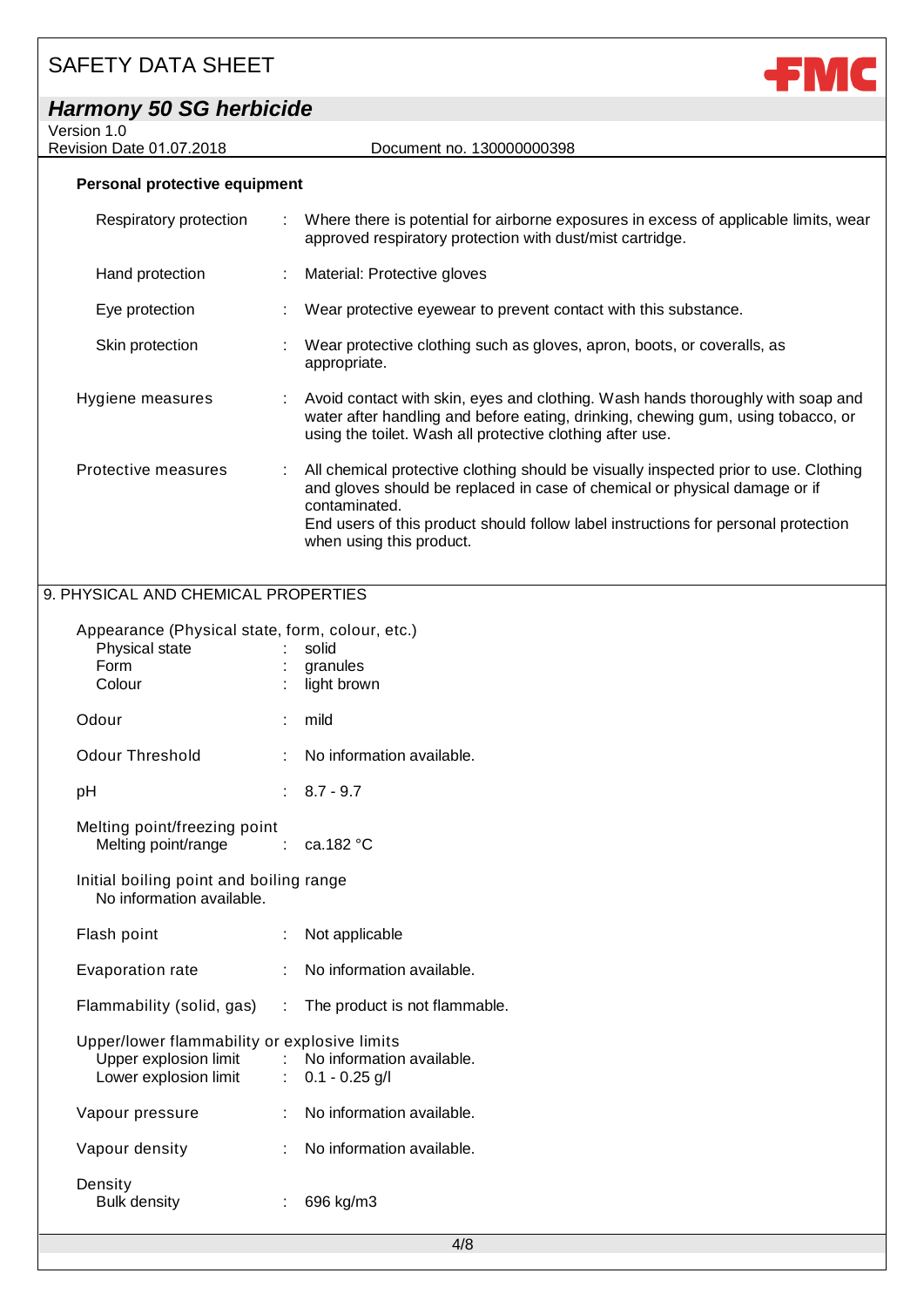**Personal protective equipment**

| | | |
|---|---|---|
| Respiratory protection | : | Where there is potential for airborne exposures in excess of applicable limits, wear approved respiratory protection with dust/mist cartridge. |
| Hand protection | : | Material: Protective gloves |
| Eye protection | : | Wear protective eyewear to prevent contact with this substance. |
| Skin protection | : | Wear protective clothing such as gloves, apron, boots, or coveralls, as appropriate. |
| Hygiene measures | : | Avoid contact with skin, eyes and clothing. Wash hands thoroughly with soap and water after handling and before eating, drinking, chewing gum, using tobacco, or using the toilet. Wash all protective clothing after use. |
| Protective measures | : | All chemical protective clothing should be visually inspected prior to use. Clothing and gloves should be replaced in case of chemical or physical damage or if contaminated.<br>End users of this product should follow label instructions for personal protection when using this product. |

## 9. PHYSICAL AND CHEMICAL PROPERTIES

Appearance (Physical state, form, colour, etc.)

| | | |
|---|---|---|
| Physical state | : | solid |
| Form | : | granules |
| Colour | : | light brown |
| Odour | : | mild |
| Odour Threshold | : | No information available. |
| pH | : | 8.7 - 9.7 |

Melting point/freezing point

| | | |
|---|---|---|
| Melting point/range | : | ca.182 °C |

Initial boiling point and boiling range
No information available.

| | | |
|---|---|---|
| Flash point | : | Not applicable |
| Evaporation rate | : | No information available. |
| Flammability (solid, gas) | : | The product is not flammable. |

Upper/lower flammability or explosive limits

| | | |
|---|---|---|
| Upper explosion limit | : | No information available. |
| Lower explosion limit | : | 0.1 - 0.25 g/l |
| Vapour pressure | : | No information available. |
| Vapour density | : | No information available. |

Density

| | | |
|---|---|---|
| Bulk density | : | 696 kg/m3 |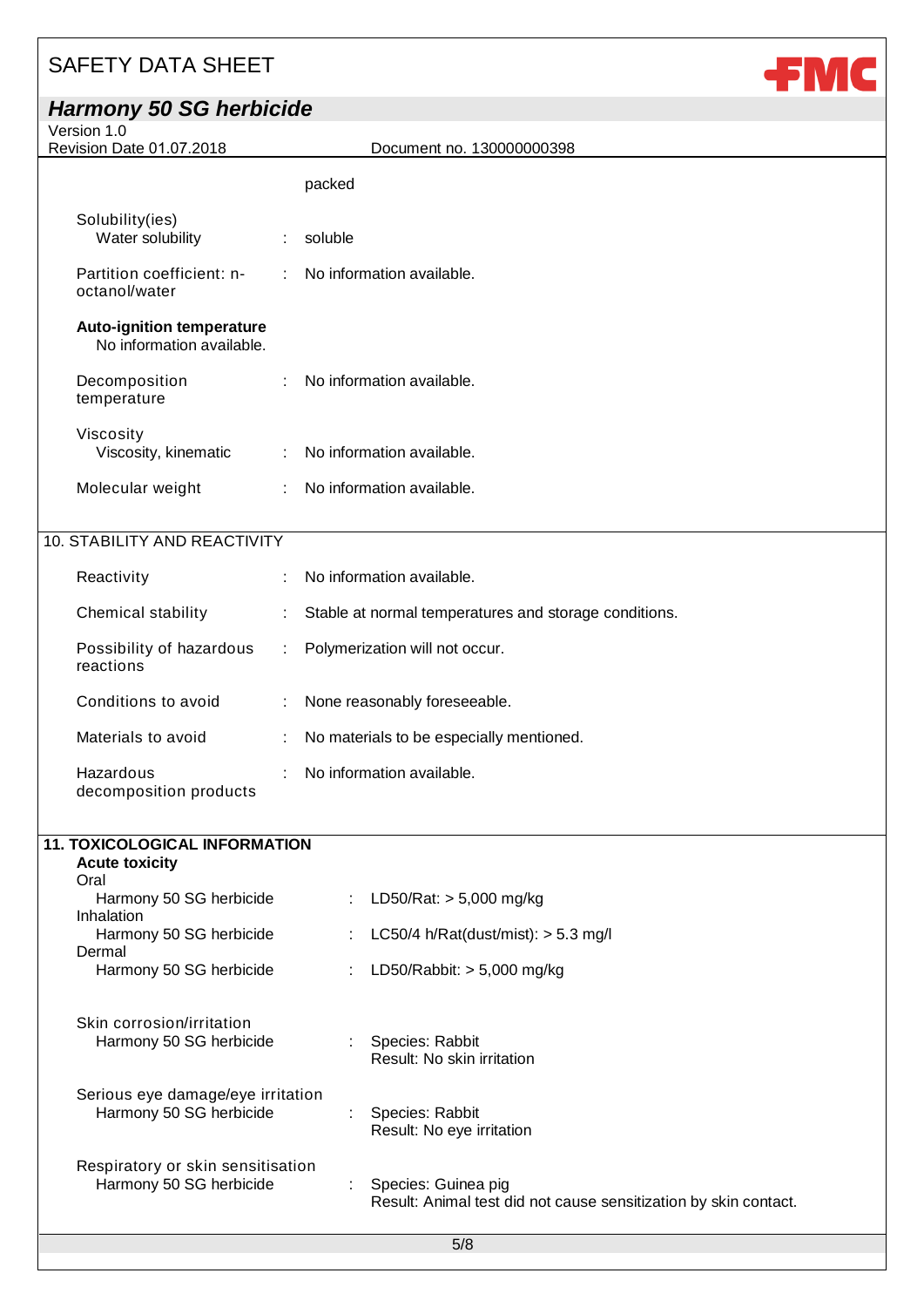packed

Solubility(ies)

| | | |
|---|---|---|
| Water solubility | : | soluble |
| Partition coefficient: n-octanol/water | : | No information available. |

**Auto-ignition temperature**
No information available.

| | | |
|---|---|---|
| Decomposition temperature | : | No information available. |

Viscosity

| | | |
|---|---|---|
| Viscosity, kinematic | : | No information available. |
| Molecular weight | : | No information available. |

## 10. STABILITY AND REACTIVITY

| | | |
|---|---|---|
| Reactivity | : | No information available. |
| Chemical stability | : | Stable at normal temperatures and storage conditions. |
| Possibility of hazardous reactions | : | Polymerization will not occur. |
| Conditions to avoid | : | None reasonably foreseeable. |
| Materials to avoid | : | No materials to be especially mentioned. |
| Hazardous decomposition products | : | No information available. |

## 11. TOXICOLOGICAL INFORMATION

**Acute toxicity**

Oral

| | | |
|---|---|---|
| Harmony 50 SG herbicide | : | LD50/Rat: > 5,000 mg/kg |

Inhalation

| | | |
|---|---|---|
| Harmony 50 SG herbicide | : | LC50/4 h/Rat(dust/mist): > 5.3 mg/l |

Dermal

| | | |
|---|---|---|
| Harmony 50 SG herbicide | : | LD50/Rabbit: > 5,000 mg/kg |

Skin corrosion/irritation

| | | |
|---|---|---|
| Harmony 50 SG herbicide | : | Species: Rabbit<br>Result: No skin irritation |

Serious eye damage/eye irritation

| | | |
|---|---|---|
| Harmony 50 SG herbicide | : | Species: Rabbit<br>Result: No eye irritation |

Respiratory or skin sensitisation

| | | |
|---|---|---|
| Harmony 50 SG herbicide | : | Species: Guinea pig<br>Result: Animal test did not cause sensitization by skin contact. |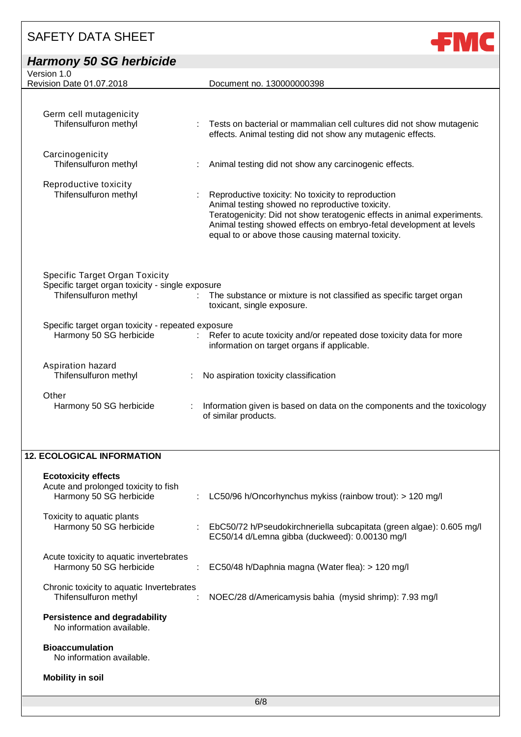Germ cell mutagenicity

Thifensulfuron methyl : Tests on bacterial or mammalian cell cultures did not show mutagenic effects. Animal testing did not show any mutagenic effects.

Carcinogenicity

Thifensulfuron methyl : Animal testing did not show any carcinogenic effects.

Reproductive toxicity

Thifensulfuron methyl : Reproductive toxicity: No toxicity to reproduction
Animal testing showed no reproductive toxicity.
Teratogenicity: Did not show teratogenic effects in animal experiments.
Animal testing showed effects on embryo-fetal development at levels equal to or above those causing maternal toxicity.

Specific Target Organ Toxicity

Specific target organ toxicity - single exposure

Thifensulfuron methyl : The substance or mixture is not classified as specific target organ toxicant, single exposure.

Specific target organ toxicity - repeated exposure

Harmony 50 SG herbicide : Refer to acute toxicity and/or repeated dose toxicity data for more information on target organs if applicable.

Aspiration hazard

Thifensulfuron methyl : No aspiration toxicity classification

Other

Harmony 50 SG herbicide : Information given is based on data on the components and the toxicology of similar products.

## 12. ECOLOGICAL INFORMATION

**Ecotoxicity effects**

Acute and prolonged toxicity to fish

Harmony 50 SG herbicide : LC50/96 h/Oncorhynchus mykiss (rainbow trout): > 120 mg/l

Toxicity to aquatic plants

Harmony 50 SG herbicide : EbC50/72 h/Pseudokirchneriella subcapitata (green algae): 0.605 mg/l
EC50/14 d/Lemna gibba (duckweed): 0.00130 mg/l

Acute toxicity to aquatic invertebrates

Harmony 50 SG herbicide : EC50/48 h/Daphnia magna (Water flea): > 120 mg/l

Chronic toxicity to aquatic Invertebrates

Thifensulfuron methyl : NOEC/28 d/Americamysis bahia (mysid shrimp): 7.93 mg/l

**Persistence and degradability**

No information available.

**Bioaccumulation**

No information available.

**Mobility in soil**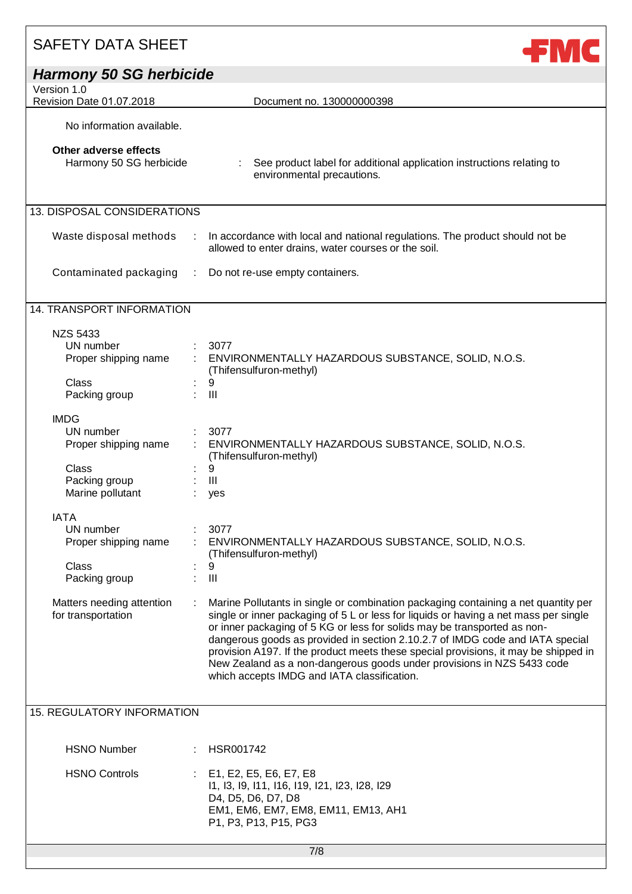No information available.

**Other adverse effects**

Harmony 50 SG herbicide : See product label for additional application instructions relating to environmental precautions.

## 13. DISPOSAL CONSIDERATIONS

Waste disposal methods : In accordance with local and national regulations. The product should not be allowed to enter drains, water courses or the soil.

Contaminated packaging : Do not re-use empty containers.

## 14. TRANSPORT INFORMATION

**NZS 5433**

UN number : 3077

Proper shipping name : ENVIRONMENTALLY HAZARDOUS SUBSTANCE, SOLID, N.O.S. (Thifensulfuron-methyl)

Class : 9

Packing group : III

**IMDG**

UN number : 3077

Proper shipping name : ENVIRONMENTALLY HAZARDOUS SUBSTANCE, SOLID, N.O.S. (Thifensulfuron-methyl)

Class : 9

Packing group : III

Marine pollutant : yes

**IATA**

UN number : 3077

Proper shipping name : ENVIRONMENTALLY HAZARDOUS SUBSTANCE, SOLID, N.O.S. (Thifensulfuron-methyl)

Class : 9

Packing group : III

Matters needing attention for transportation : Marine Pollutants in single or combination packaging containing a net quantity per single or inner packaging of 5 L or less for liquids or having a net mass per single or inner packaging of 5 KG or less for solids may be transported as non-dangerous goods as provided in section 2.10.2.7 of IMDG code and IATA special provision A197. If the product meets these special provisions, it may be shipped in New Zealand as a non-dangerous goods under provisions in NZS 5433 code which accepts IMDG and IATA classification.

## 15. REGULATORY INFORMATION

HSNO Number : HSR001742

HSNO Controls : E1, E2, E5, E6, E7, E8
I1, I3, I9, I11, I16, I19, I21, I23, I28, I29
D4, D5, D6, D7, D8
EM1, EM6, EM7, EM8, EM11, EM13, AH1
P1, P3, P13, P15, PG3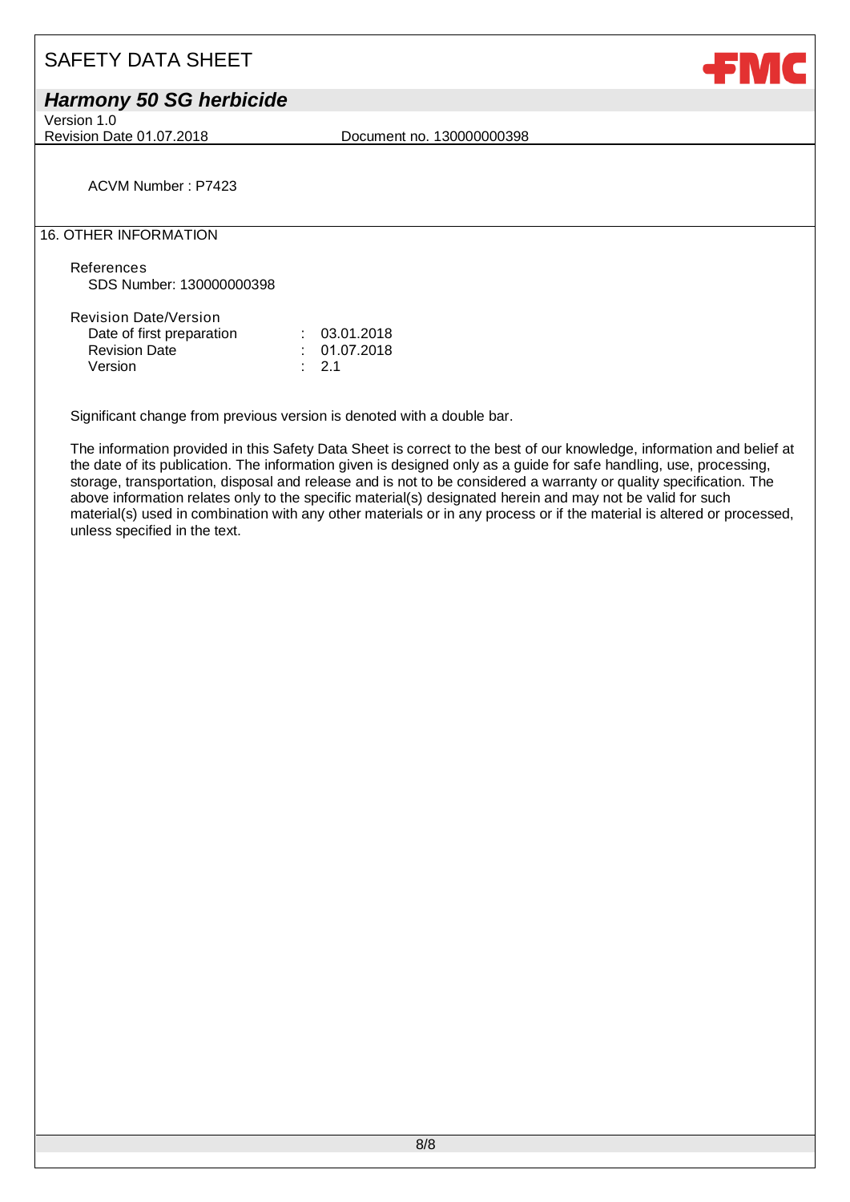ACVM Number : P7423

## 16. OTHER INFORMATION

**References**

SDS Number: 130000000398

**Revision Date/Version**

| | | |
|---|---|---|
| Date of first preparation | : | 03.01.2018 |
| Revision Date | : | 01.07.2018 |
| Version | : | 2.1 |

Significant change from previous version is denoted with a double bar.

The information provided in this Safety Data Sheet is correct to the best of our knowledge, information and belief at the date of its publication. The information given is designed only as a guide for safe handling, use, processing, storage, transportation, disposal and release and is not to be considered a warranty or quality specification. The above information relates only to the specific material(s) designated herein and may not be valid for such material(s) used in combination with any other materials or in any process or if the material is altered or processed, unless specified in the text.